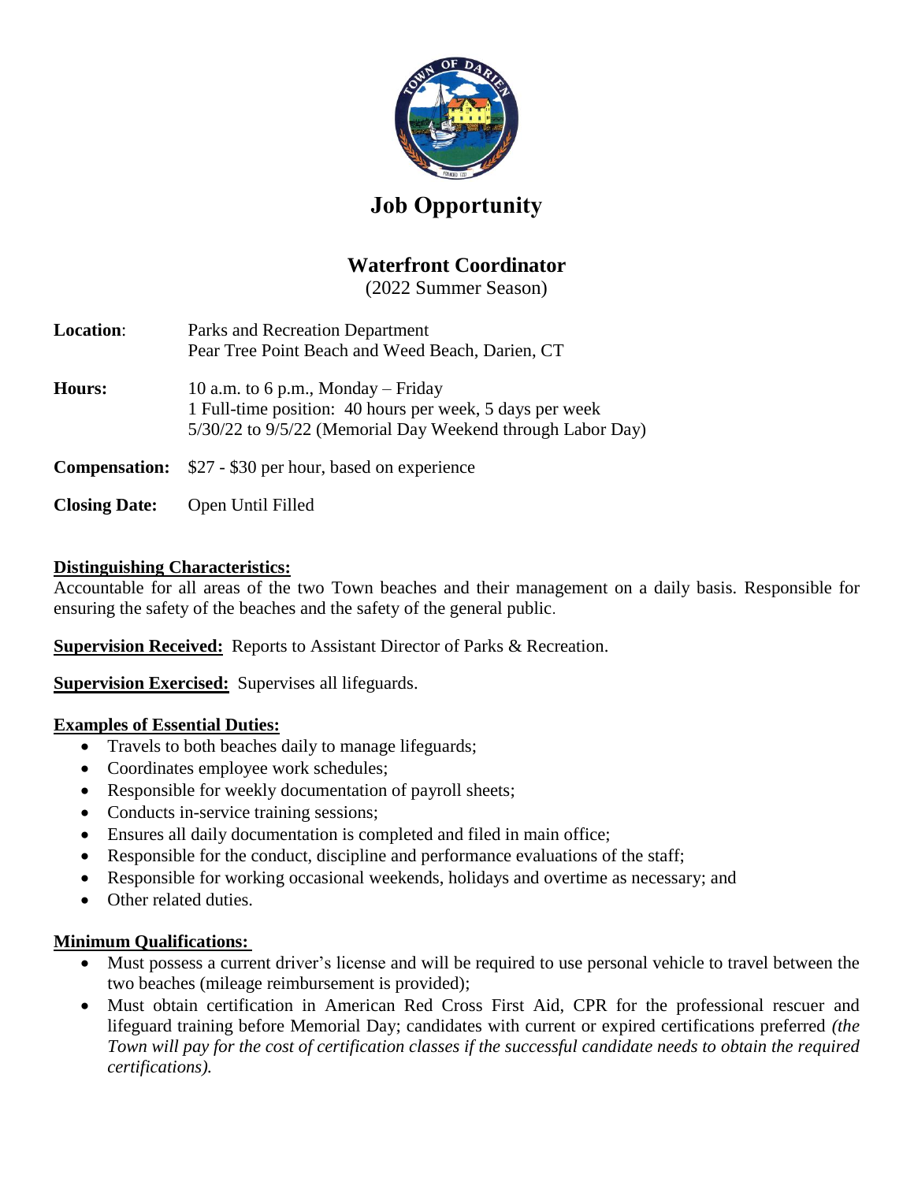# Job Opportunity

## Waterfront Coordinator

(2022 Summer Season)

**Location**: Parks and Recreation Department
Pear Tree Point Beach and Weed Beach, Darien, CT

**Hours:** 10 a.m. to 6 p.m., Monday – Friday
1 Full-time position: 40 hours per week, 5 days per week
5/30/22 to 9/5/22 (Memorial Day Weekend through Labor Day)

**Compensation:** $27 - $30 per hour, based on experience

**Closing Date:** Open Until Filled

**Distinguishing Characteristics:**
Accountable for all areas of the two Town beaches and their management on a daily basis. Responsible for ensuring the safety of the beaches and the safety of the general public.

**Supervision Received:** Reports to Assistant Director of Parks & Recreation.

**Supervision Exercised:** Supervises all lifeguards.

**Examples of Essential Duties:**

- Travels to both beaches daily to manage lifeguards;
- Coordinates employee work schedules;
- Responsible for weekly documentation of payroll sheets;
- Conducts in-service training sessions;
- Ensures all daily documentation is completed and filed in main office;
- Responsible for the conduct, discipline and performance evaluations of the staff;
- Responsible for working occasional weekends, holidays and overtime as necessary; and
- Other related duties.

**Minimum Qualifications:**

- Must possess a current driver's license and will be required to use personal vehicle to travel between the two beaches (mileage reimbursement is provided);
- Must obtain certification in American Red Cross First Aid, CPR for the professional rescuer and lifeguard training before Memorial Day; candidates with current or expired certifications preferred *(the Town will pay for the cost of certification classes if the successful candidate needs to obtain the required certifications).*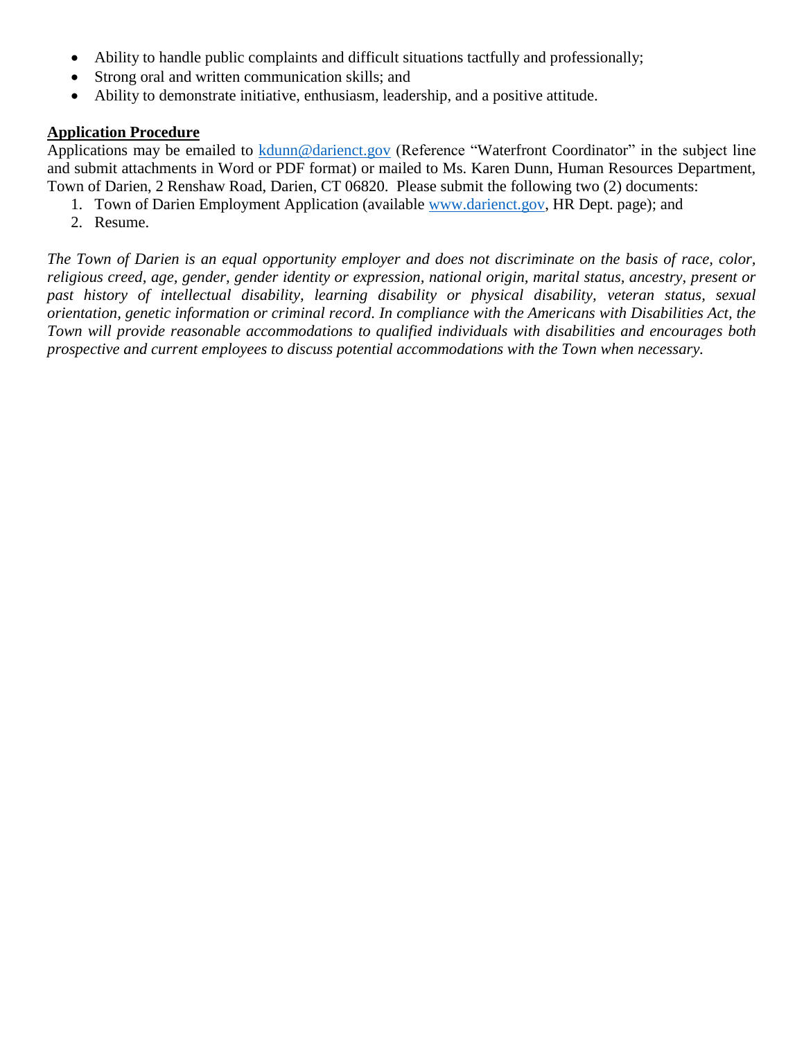- Ability to handle public complaints and difficult situations tactfully and professionally;
- Strong oral and written communication skills; and
- Ability to demonstrate initiative, enthusiasm, leadership, and a positive attitude.

**Application Procedure**

Applications may be emailed to kdunn@darienct.gov (Reference "Waterfront Coordinator" in the subject line and submit attachments in Word or PDF format) or mailed to Ms. Karen Dunn, Human Resources Department, Town of Darien, 2 Renshaw Road, Darien, CT 06820. Please submit the following two (2) documents:

1. Town of Darien Employment Application (available www.darienct.gov, HR Dept. page); and
2. Resume.

*The Town of Darien is an equal opportunity employer and does not discriminate on the basis of race, color, religious creed, age, gender, gender identity or expression, national origin, marital status, ancestry, present or past history of intellectual disability, learning disability or physical disability, veteran status, sexual orientation, genetic information or criminal record. In compliance with the Americans with Disabilities Act, the Town will provide reasonable accommodations to qualified individuals with disabilities and encourages both prospective and current employees to discuss potential accommodations with the Town when necessary.*